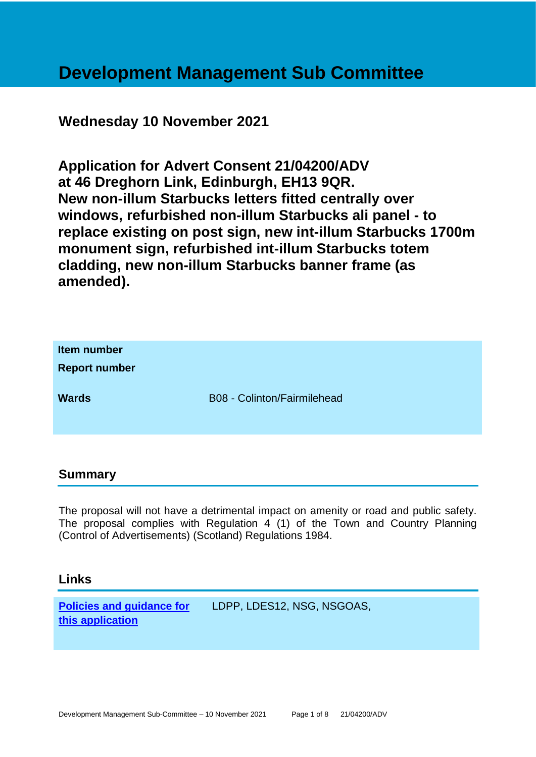# Development Management Sub Committee

**Wednesday 10 November 2021**

**Application for Advert Consent 21/04200/ADV at 46 Dreghorn Link, Edinburgh, EH13 9QR. New non-illum Starbucks letters fitted centrally over windows, refurbished non-illum Starbucks ali panel - to replace existing on post sign, new int-illum Starbucks 1700m monument sign, refurbished int-illum Starbucks totem cladding, new non-illum Starbucks banner frame (as amended).**

| | |
|---|---|
| **Item number** | |
| **Report number** | |
| **Wards** | B08 - Colinton/Fairmilehead |

## Summary

The proposal will not have a detrimental impact on amenity or road and public safety. The proposal complies with Regulation 4 (1) of the Town and Country Planning (Control of Advertisements) (Scotland) Regulations 1984.

## Links

| | |
|---|---|
| **Policies and guidance for this application** | LDPP, LDES12, NSG, NSGOAS, |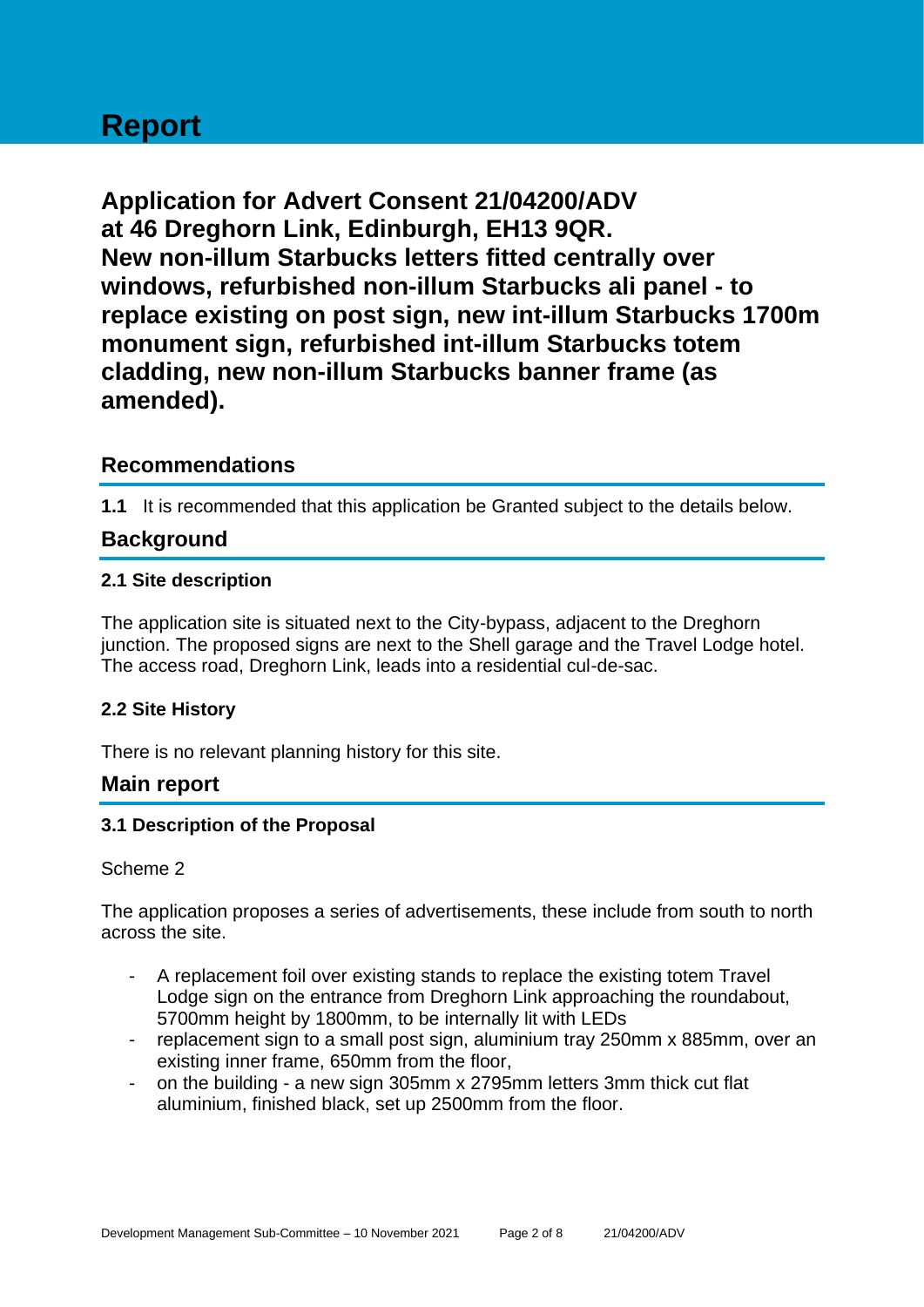# Report

## Application for Advert Consent 21/04200/ADV at 46 Dreghorn Link, Edinburgh, EH13 9QR. New non-illum Starbucks letters fitted centrally over windows, refurbished non-illum Starbucks ali panel - to replace existing on post sign, new int-illum Starbucks 1700m monument sign, refurbished int-illum Starbucks totem cladding, new non-illum Starbucks banner frame (as amended).

## Recommendations

**1.1** It is recommended that this application be Granted subject to the details below.

## Background

### 2.1 Site description

The application site is situated next to the City-bypass, adjacent to the Dreghorn junction. The proposed signs are next to the Shell garage and the Travel Lodge hotel. The access road, Dreghorn Link, leads into a residential cul-de-sac.

### 2.2 Site History

There is no relevant planning history for this site.

## Main report

### 3.1 Description of the Proposal

Scheme 2

The application proposes a series of advertisements, these include from south to north across the site.

- A replacement foil over existing stands to replace the existing totem Travel Lodge sign on the entrance from Dreghorn Link approaching the roundabout, 5700mm height by 1800mm, to be internally lit with LEDs
- replacement sign to a small post sign, aluminium tray 250mm x 885mm, over an existing inner frame, 650mm from the floor,
- on the building - a new sign 305mm x 2795mm letters 3mm thick cut flat aluminium, finished black, set up 2500mm from the floor.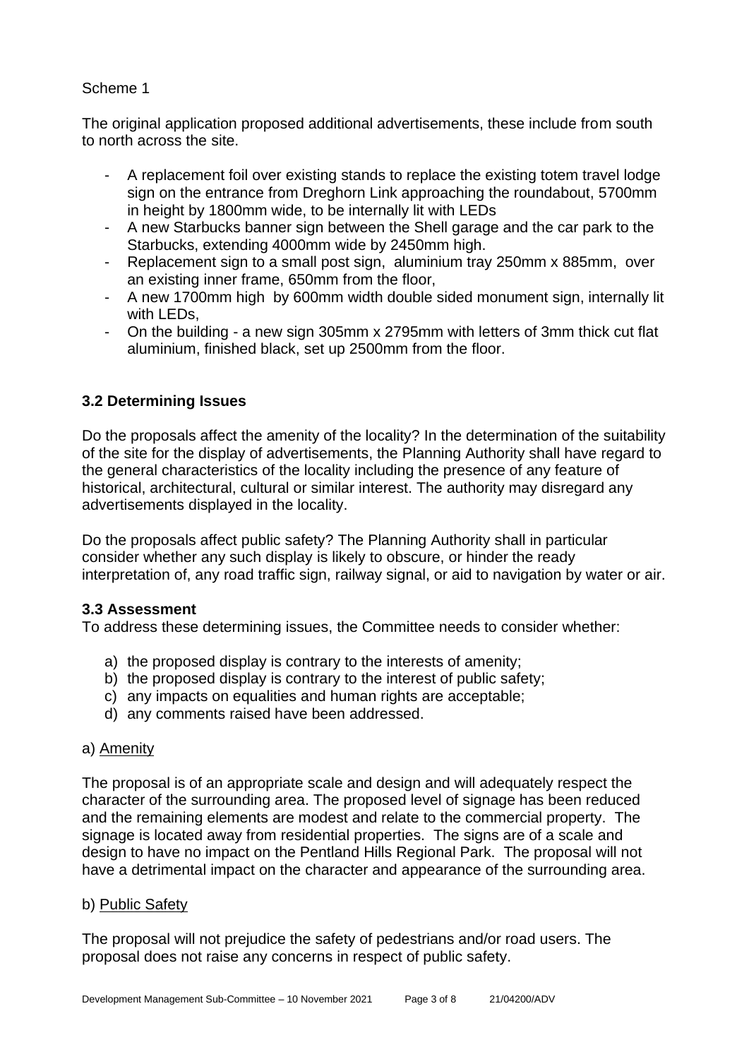Scheme 1

The original application proposed additional advertisements, these include from south to north across the site.

- A replacement foil over existing stands to replace the existing totem travel lodge sign on the entrance from Dreghorn Link approaching the roundabout, 5700mm in height by 1800mm wide, to be internally lit with LEDs
- A new Starbucks banner sign between the Shell garage and the car park to the Starbucks, extending 4000mm wide by 2450mm high.
- Replacement sign to a small post sign, aluminium tray 250mm x 885mm, over an existing inner frame, 650mm from the floor,
- A new 1700mm high by 600mm width double sided monument sign, internally lit with LEDs,
- On the building - a new sign 305mm x 2795mm with letters of 3mm thick cut flat aluminium, finished black, set up 2500mm from the floor.

### 3.2 Determining Issues

Do the proposals affect the amenity of the locality? In the determination of the suitability of the site for the display of advertisements, the Planning Authority shall have regard to the general characteristics of the locality including the presence of any feature of historical, architectural, cultural or similar interest. The authority may disregard any advertisements displayed in the locality.

Do the proposals affect public safety? The Planning Authority shall in particular consider whether any such display is likely to obscure, or hinder the ready interpretation of, any road traffic sign, railway signal, or aid to navigation by water or air.

### 3.3 Assessment

To address these determining issues, the Committee needs to consider whether:

a) the proposed display is contrary to the interests of amenity;
b) the proposed display is contrary to the interest of public safety;
c) any impacts on equalities and human rights are acceptable;
d) any comments raised have been addressed.

a) Amenity

The proposal is of an appropriate scale and design and will adequately respect the character of the surrounding area. The proposed level of signage has been reduced and the remaining elements are modest and relate to the commercial property. The signage is located away from residential properties. The signs are of a scale and design to have no impact on the Pentland Hills Regional Park. The proposal will not have a detrimental impact on the character and appearance of the surrounding area.

b) Public Safety

The proposal will not prejudice the safety of pedestrians and/or road users. The proposal does not raise any concerns in respect of public safety.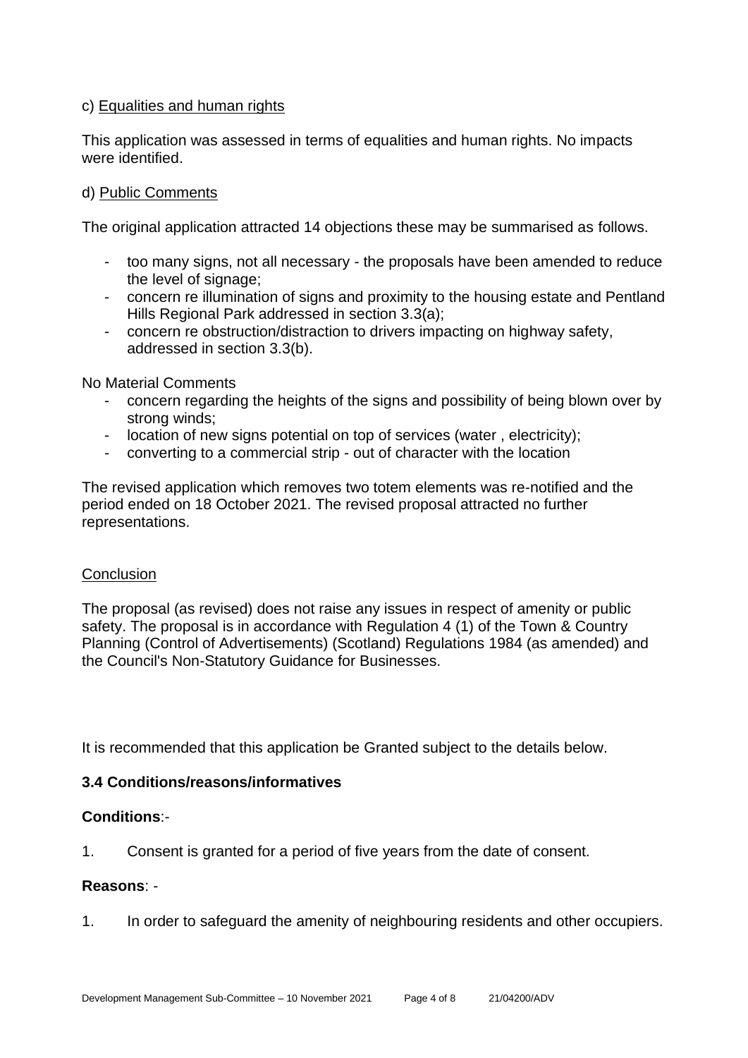c) Equalities and human rights

This application was assessed in terms of equalities and human rights. No impacts were identified.

d) Public Comments

The original application attracted 14 objections these may be summarised as follows.

- too many signs, not all necessary - the proposals have been amended to reduce the level of signage;
- concern re illumination of signs and proximity to the housing estate and Pentland Hills Regional Park addressed in section 3.3(a);
- concern re obstruction/distraction to drivers impacting on highway safety, addressed in section 3.3(b).

No Material Comments

- concern regarding the heights of the signs and possibility of being blown over by strong winds;
- location of new signs potential on top of services (water , electricity);
- converting to a commercial strip - out of character with the location

The revised application which removes two totem elements was re-notified and the period ended on 18 October 2021. The revised proposal attracted no further representations.

Conclusion

The proposal (as revised) does not raise any issues in respect of amenity or public safety. The proposal is in accordance with Regulation 4 (1) of the Town & Country Planning (Control of Advertisements) (Scotland) Regulations 1984 (as amended) and the Council's Non-Statutory Guidance for Businesses.

It is recommended that this application be Granted subject to the details below.

**3.4 Conditions/reasons/informatives**

**Conditions**:-

1. Consent is granted for a period of five years from the date of consent.

**Reasons**: -

1. In order to safeguard the amenity of neighbouring residents and other occupiers.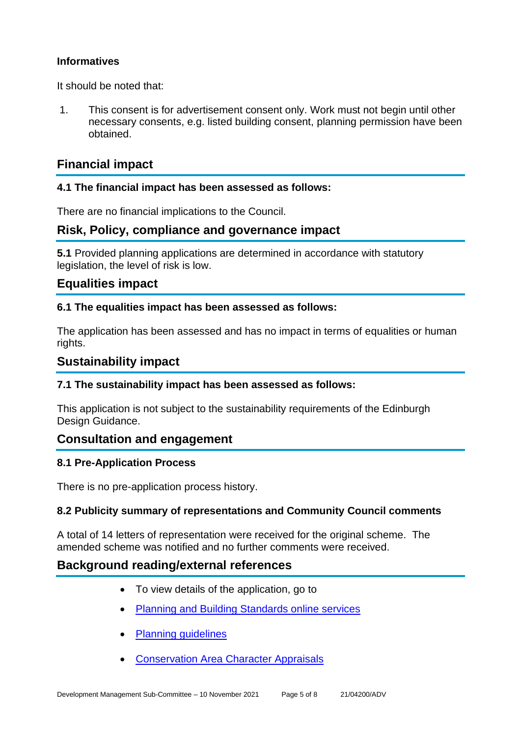**Informatives**

It should be noted that:

1. This consent is for advertisement consent only. Work must not begin until other necessary consents, e.g. listed building consent, planning permission have been obtained.

## Financial impact

### 4.1 The financial impact has been assessed as follows:

There are no financial implications to the Council.

## Risk, Policy, compliance and governance impact

**5.1** Provided planning applications are determined in accordance with statutory legislation, the level of risk is low.

## Equalities impact

### 6.1 The equalities impact has been assessed as follows:

The application has been assessed and has no impact in terms of equalities or human rights.

## Sustainability impact

### 7.1 The sustainability impact has been assessed as follows:

This application is not subject to the sustainability requirements of the Edinburgh Design Guidance.

## Consultation and engagement

### 8.1 Pre-Application Process

There is no pre-application process history.

### 8.2 Publicity summary of representations and Community Council comments

A total of 14 letters of representation were received for the original scheme. The amended scheme was notified and no further comments were received.

## Background reading/external references

- To view details of the application, go to
- Planning and Building Standards online services
- Planning guidelines
- Conservation Area Character Appraisals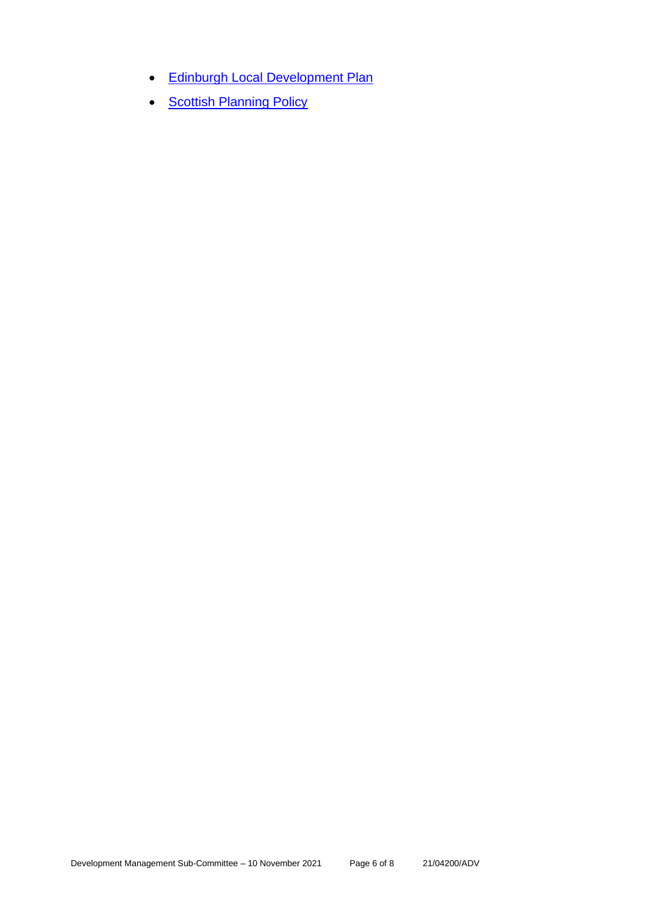- Edinburgh Local Development Plan
- Scottish Planning Policy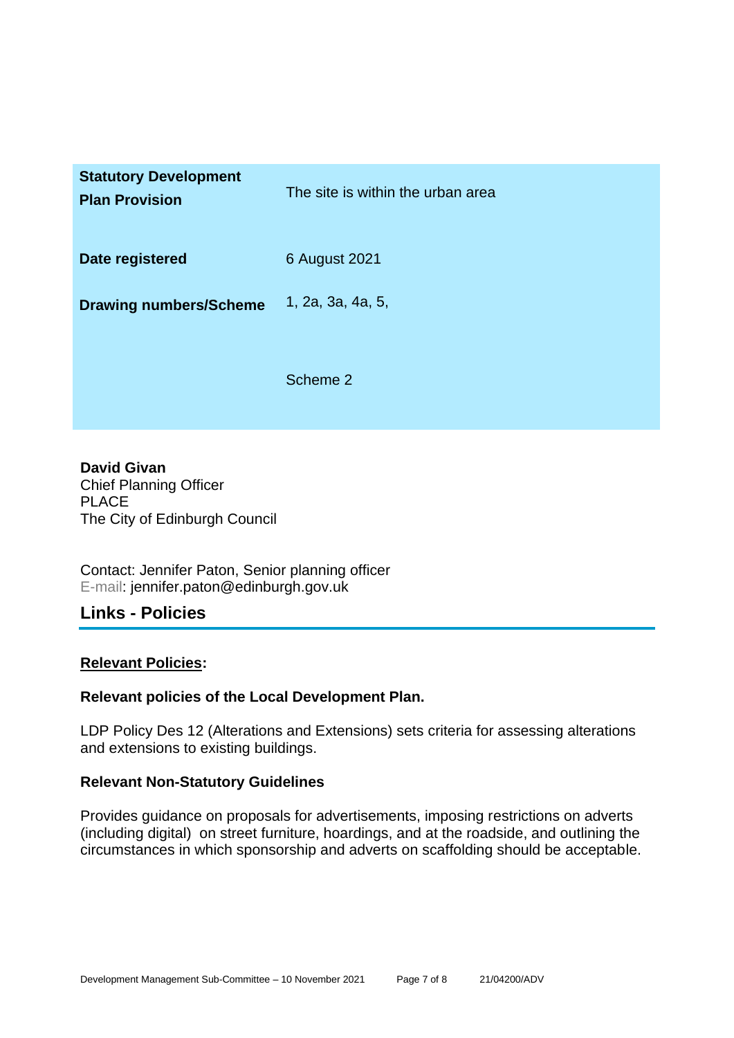| | |
|---|---|
| **Statutory Development Plan Provision** | The site is within the urban area |
| **Date registered** | 6 August 2021 |
| **Drawing numbers/Scheme** | 1, 2a, 3a, 4a, 5,<br><br>Scheme 2 |

**David Givan**
Chief Planning Officer
PLACE
The City of Edinburgh Council

Contact: Jennifer Paton, Senior planning officer
E-mail: jennifer.paton@edinburgh.gov.uk

## Links - Policies

**Relevant Policies:**

**Relevant policies of the Local Development Plan.**

LDP Policy Des 12 (Alterations and Extensions) sets criteria for assessing alterations and extensions to existing buildings.

**Relevant Non-Statutory Guidelines**

Provides guidance on proposals for advertisements, imposing restrictions on adverts (including digital) on street furniture, hoardings, and at the roadside, and outlining the circumstances in which sponsorship and adverts on scaffolding should be acceptable.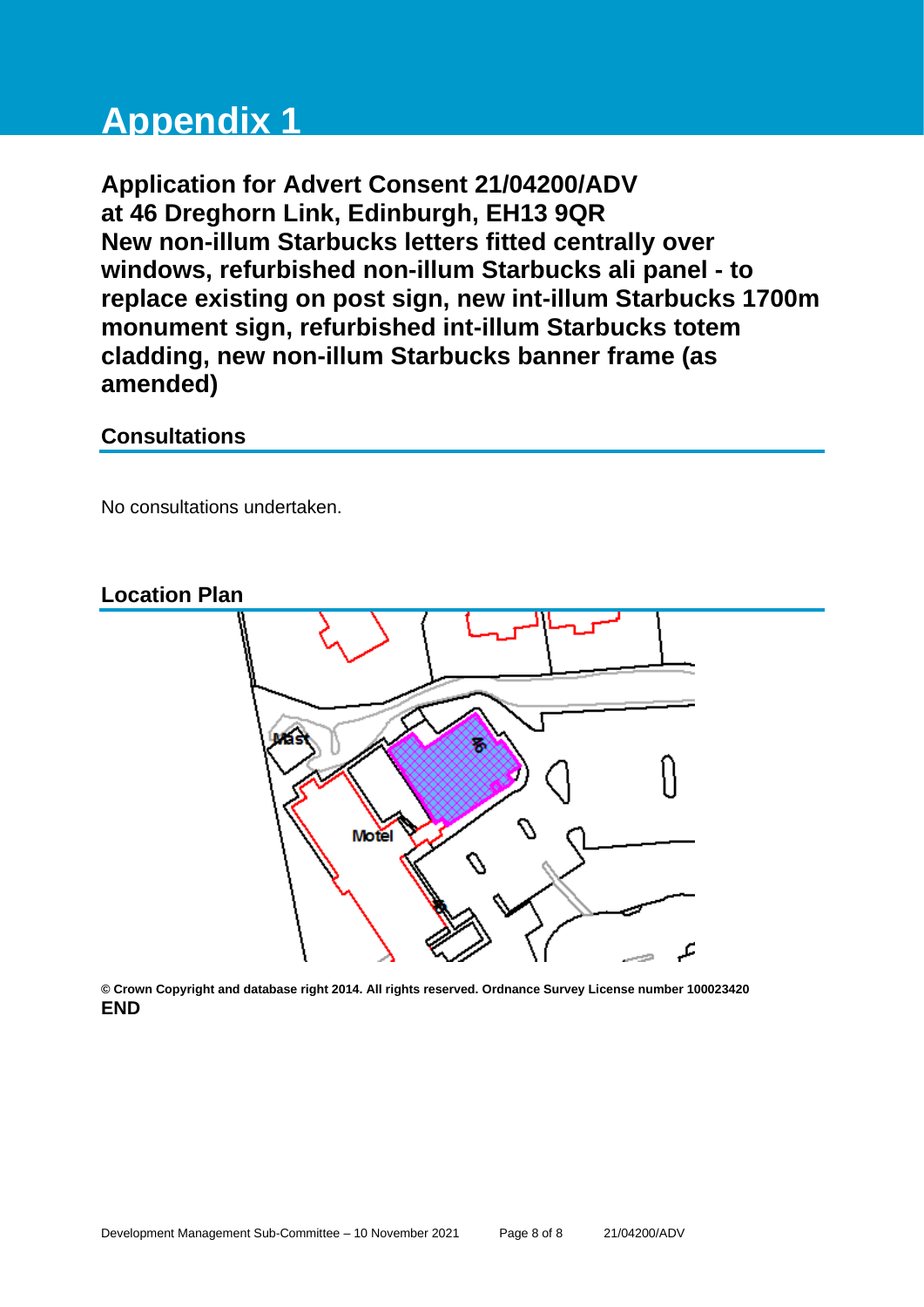# Appendix 1

**Application for Advert Consent 21/04200/ADV at 46 Dreghorn Link, Edinburgh, EH13 9QR New non-illum Starbucks letters fitted centrally over windows, refurbished non-illum Starbucks ali panel - to replace existing on post sign, new int-illum Starbucks 1700m monument sign, refurbished int-illum Starbucks totem cladding, new non-illum Starbucks banner frame (as amended)**

## Consultations

No consultations undertaken.

## Location Plan

Mast

Motel

46

**© Crown Copyright and database right 2014. All rights reserved. Ordnance Survey License number 100023420**

**END**